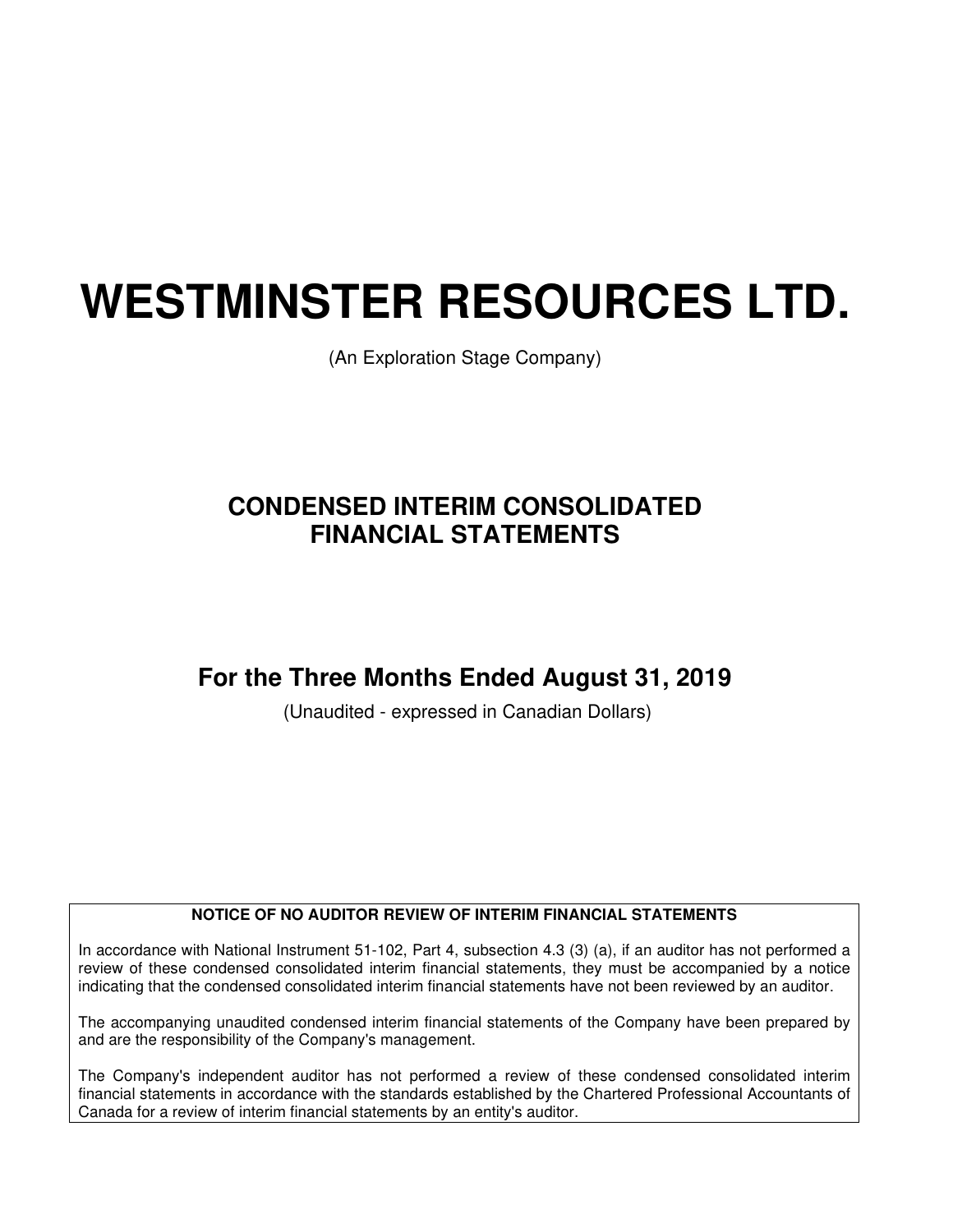# WESTMINSTER RESOURCES LTD.

(An Exploration Stage Company)

## CONDENSED INTERIM CONSOLIDATED FINANCIAL STATEMENTS

## For the Three Months Ended August 31, 2019

(Unaudited - expressed in Canadian Dollars)

**NOTICE OF NO AUDITOR REVIEW OF INTERIM FINANCIAL STATEMENTS**

In accordance with National Instrument 51-102, Part 4, subsection 4.3 (3) (a), if an auditor has not performed a review of these condensed consolidated interim financial statements, they must be accompanied by a notice indicating that the condensed consolidated interim financial statements have not been reviewed by an auditor.

The accompanying unaudited condensed interim financial statements of the Company have been prepared by and are the responsibility of the Company's management.

The Company's independent auditor has not performed a review of these condensed consolidated interim financial statements in accordance with the standards established by the Chartered Professional Accountants of Canada for a review of interim financial statements by an entity's auditor.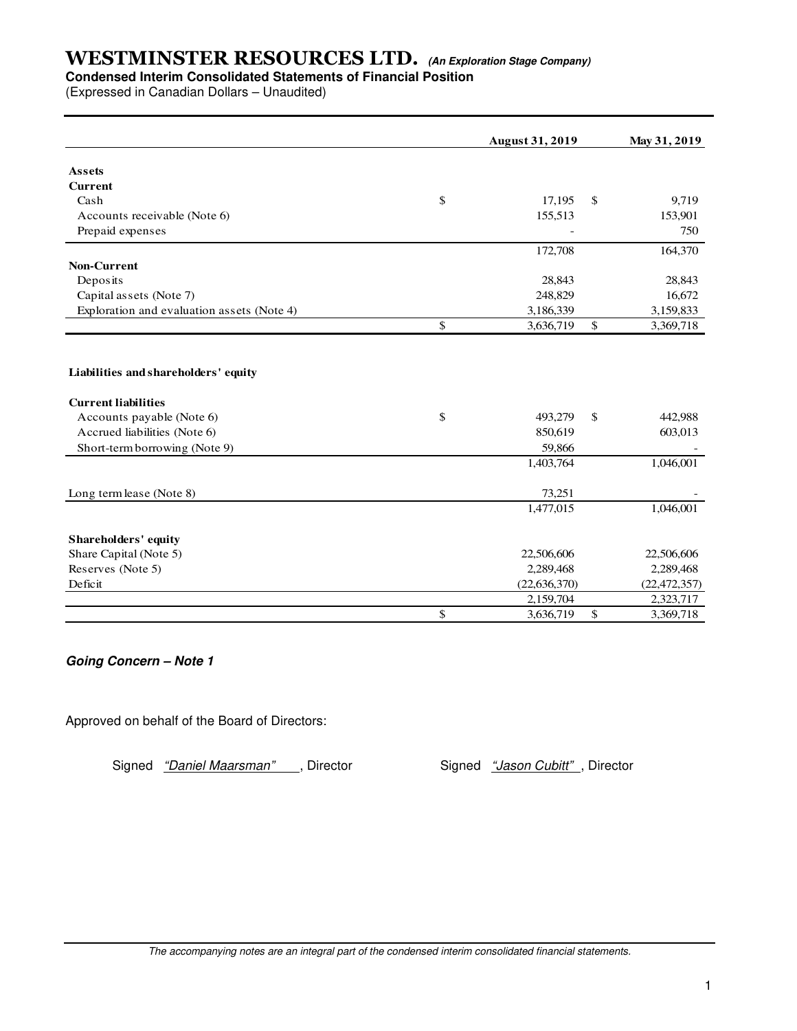# WESTMINSTER RESOURCES LTD. *(An Exploration Stage Company)*

**Condensed Interim Consolidated Statements of Financial Position**

(Expressed in Canadian Dollars – Unaudited)

| | | August 31, 2019 | | May 31, 2019 |
|---|---|---|---|---|
| **Assets** | | | | |
| **Current** | | | | |
| Cash | $ | 17,195 | $ | 9,719 |
| Accounts receivable (Note 6) | | 155,513 | | 153,901 |
| Prepaid expenses | | - | | 750 |
| | | 172,708 | | 164,370 |
| **Non-Current** | | | | |
| Deposits | | 28,843 | | 28,843 |
| Capital assets (Note 7) | | 248,829 | | 16,672 |
| Exploration and evaluation assets (Note 4) | | 3,186,339 | | 3,159,833 |
| | $ | 3,636,719 | $ | 3,369,718 |
| | | | | |
| **Liabilities and shareholders' equity** | | | | |
| **Current liabilities** | | | | |
| Accounts payable (Note 6) | $ | 493,279 | $ | 442,988 |
| Accrued liabilities (Note 6) | | 850,619 | | 603,013 |
| Short-term borrowing (Note 9) | | 59,866 | | - |
| | | 1,403,764 | | 1,046,001 |
| Long term lease (Note 8) | | 73,251 | | - |
| | | 1,477,015 | | 1,046,001 |
| **Shareholders' equity** | | | | |
| Share Capital (Note 5) | | 22,506,606 | | 22,506,606 |
| Reserves (Note 5) | | 2,289,468 | | 2,289,468 |
| Deficit | | (22,636,370) | | (22,472,357) |
| | | 2,159,704 | | 2,323,717 |
| | $ | 3,636,719 | $ | 3,369,718 |

***Going Concern – Note 1***

Approved on behalf of the Board of Directors:

Signed *"Daniel Maarsman"*, Director

Signed *"Jason Cubitt"*, Director

*The accompanying notes are an integral part of the condensed interim consolidated financial statements.*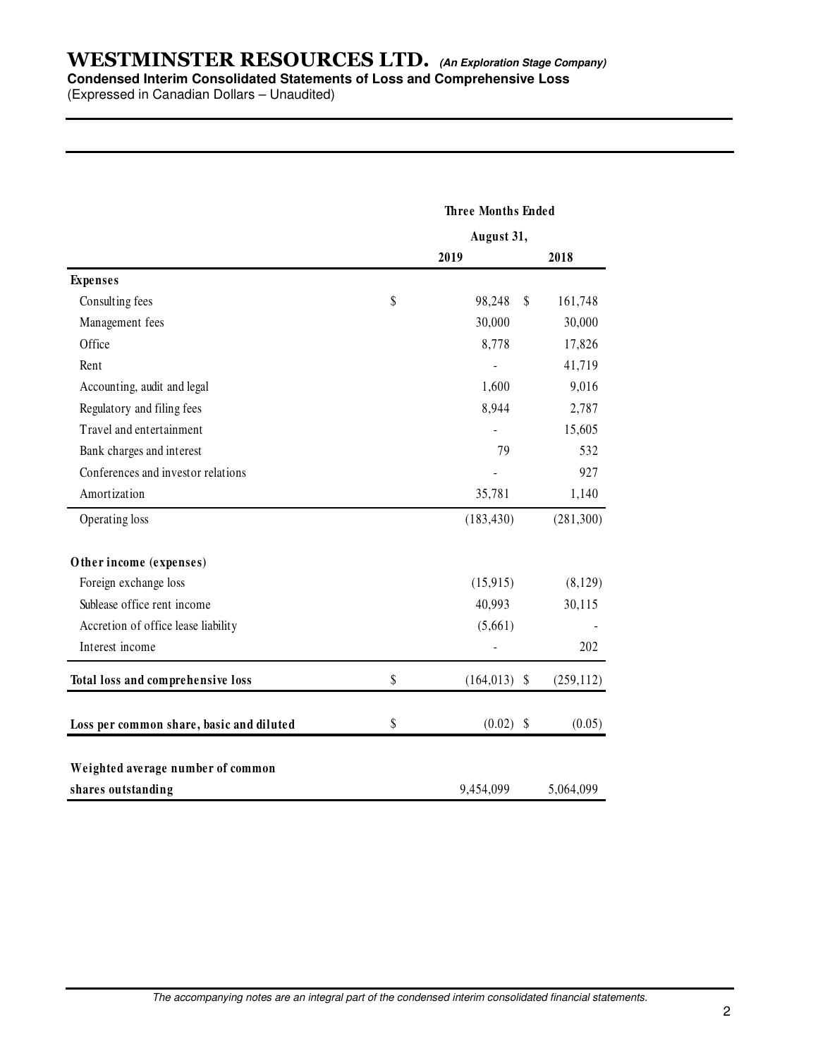# WESTMINSTER RESOURCES LTD. *(An Exploration Stage Company)*

**Condensed Interim Consolidated Statements of Loss and Comprehensive Loss**

(Expressed in Canadian Dollars – Unaudited)

| | Three Months Ended August 31, 2019 | Three Months Ended August 31, 2018 |
|---|---|---|
| **Expenses** | | |
| Consulting fees | $ 98,248 | $ 161,748 |
| Management fees | 30,000 | 30,000 |
| Office | 8,778 | 17,826 |
| Rent | - | 41,719 |
| Accounting, audit and legal | 1,600 | 9,016 |
| Regulatory and filing fees | 8,944 | 2,787 |
| Travel and entertainment | - | 15,605 |
| Bank charges and interest | 79 | 532 |
| Conferences and investor relations | - | 927 |
| Amortization | 35,781 | 1,140 |
| Operating loss | (183,430) | (281,300) |
| **Other income (expenses)** | | |
| Foreign exchange loss | (15,915) | (8,129) |
| Sublease office rent income | 40,993 | 30,115 |
| Accretion of office lease liability | (5,661) | - |
| Interest income | - | 202 |
| **Total loss and comprehensive loss** | $ (164,013) | $ (259,112) |
| **Loss per common share, basic and diluted** | $ (0.02) | $ (0.05) |
| **Weighted average number of common shares outstanding** | 9,454,099 | 5,064,099 |

*The accompanying notes are an integral part of the condensed interim consolidated financial statements.*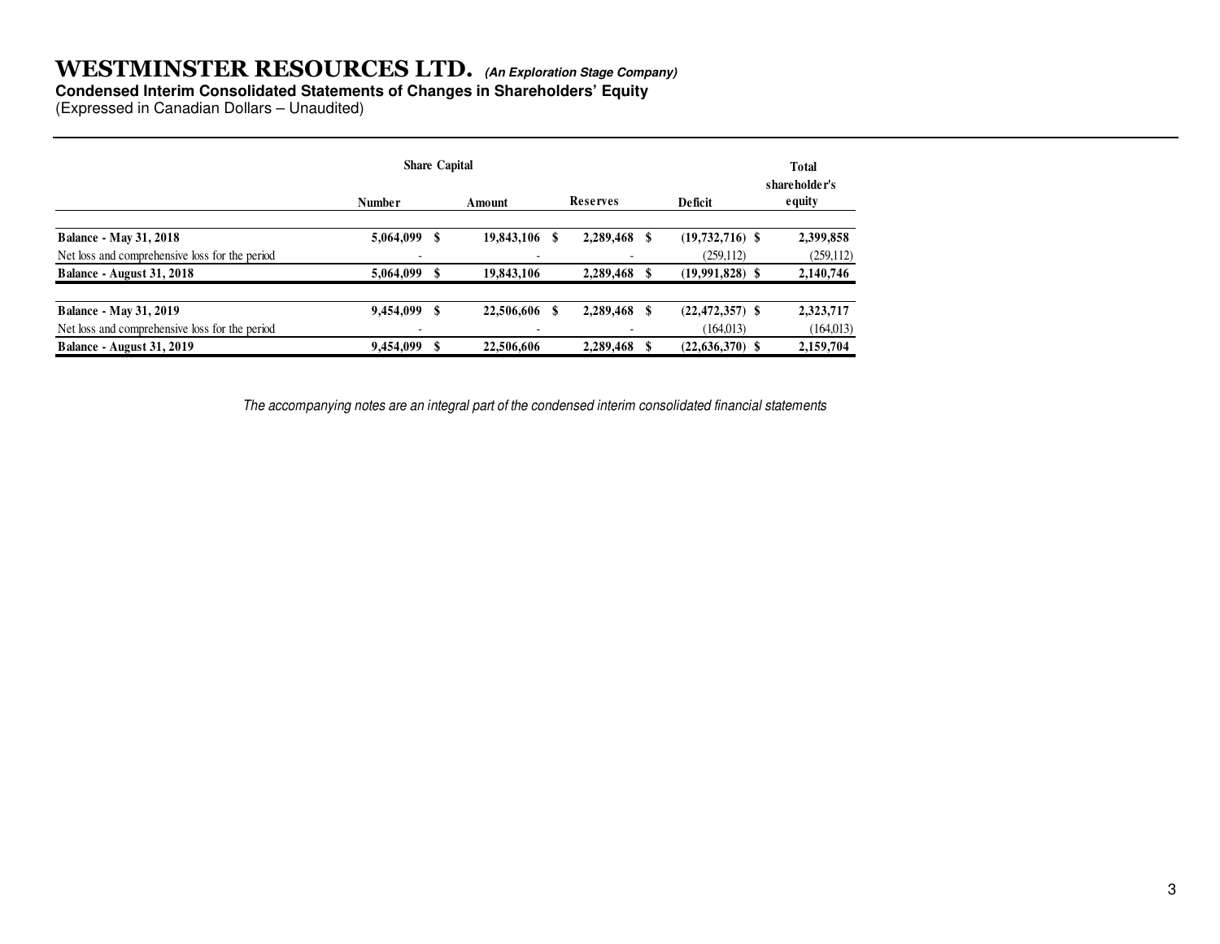# WESTMINSTER RESOURCES LTD. *(An Exploration Stage Company)*

**Condensed Interim Consolidated Statements of Changes in Shareholders' Equity**

(Expressed in Canadian Dollars – Unaudited)

| | Share Capital | | | | |
|---|---|---|---|---|---|
| | **Number** | **Amount** | **Reserves** | **Deficit** | **Total shareholder's equity** |
| **Balance - May 31, 2018** | **5,064,099** | **$ 19,843,106** | **$ 2,289,468** | **$ (19,732,716)** | **$ 2,399,858** |
| Net loss and comprehensive loss for the period | - | - | - | (259,112) | (259,112) |
| **Balance - August 31, 2018** | **5,064,099** | **$ 19,843,106** | **2,289,468** | **$ (19,991,828)** | **$ 2,140,746** |
| | | | | | |
| **Balance - May 31, 2019** | **9,454,099** | **$ 22,506,606** | **$ 2,289,468** | **$ (22,472,357)** | **$ 2,323,717** |
| Net loss and comprehensive loss for the period | - | - | - | (164,013) | (164,013) |
| **Balance - August 31, 2019** | **9,454,099** | **$ 22,506,606** | **2,289,468** | **$ (22,636,370)** | **$ 2,159,704** |

*The accompanying notes are an integral part of the condensed interim consolidated financial statements*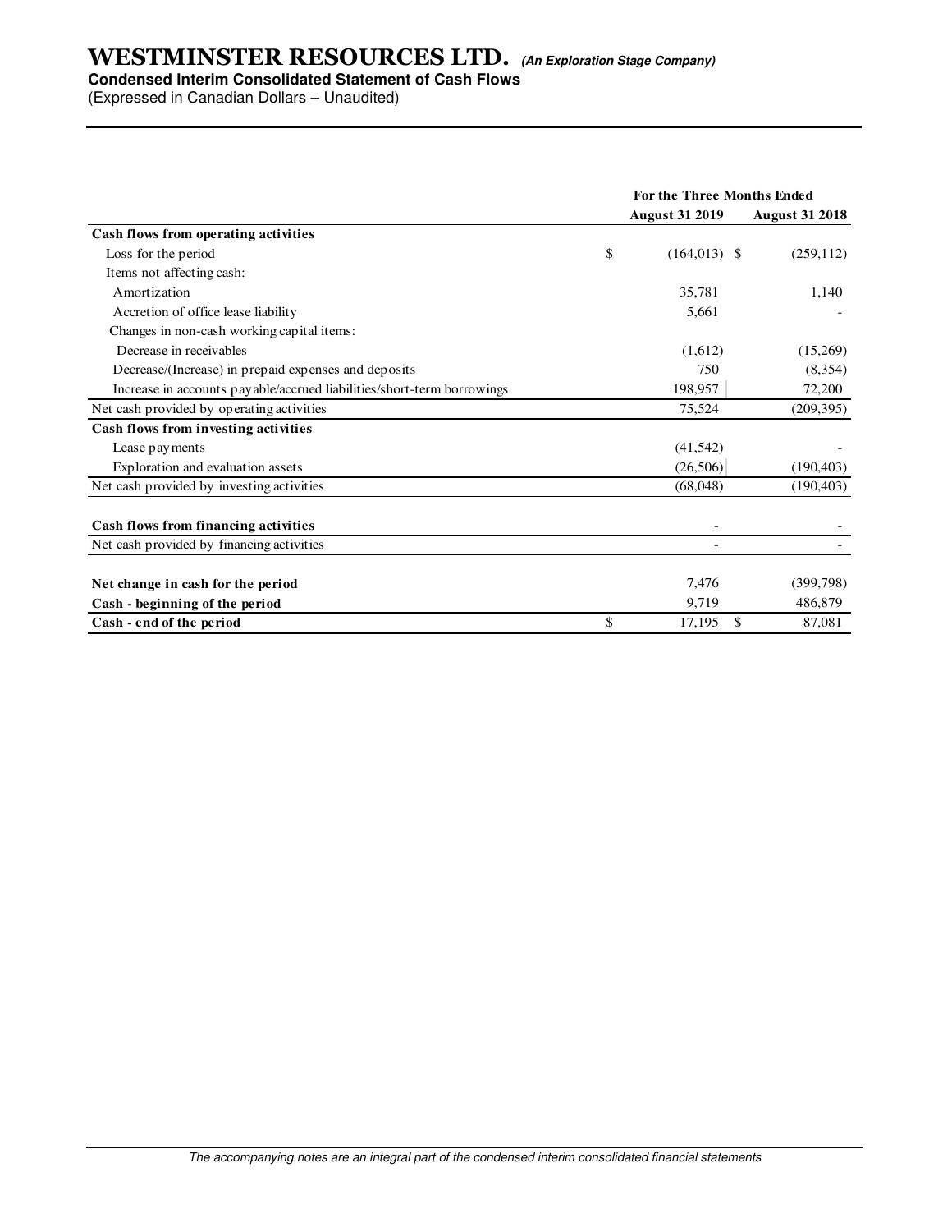# WESTMINSTER RESOURCES LTD. *(An Exploration Stage Company)*

**Condensed Interim Consolidated Statement of Cash Flows**

(Expressed in Canadian Dollars – Unaudited)

| | For the Three Months Ended | |
|---|---|---|
| | **August 31 2019** | **August 31 2018** |
| **Cash flows from operating activities** | | |
| Loss for the period | $ (164,013) | $ (259,112) |
| Items not affecting cash: | | |
| Amortization | 35,781 | 1,140 |
| Accretion of office lease liability | 5,661 | - |
| Changes in non-cash working capital items: | | |
| Decrease in receivables | (1,612) | (15,269) |
| Decrease/(Increase) in prepaid expenses and deposits | 750 | (8,354) |
| Increase in accounts payable/accrued liabilities/short-term borrowings | 198,957 | 72,200 |
| Net cash provided by operating activities | 75,524 | (209,395) |
| **Cash flows from investing activities** | | |
| Lease payments | (41,542) | - |
| Exploration and evaluation assets | (26,506) | (190,403) |
| Net cash provided by investing activities | (68,048) | (190,403) |
| **Cash flows from financing activities** | - | - |
| Net cash provided by financing activities | - | - |
| **Net change in cash for the period** | 7,476 | (399,798) |
| **Cash - beginning of the period** | 9,719 | 486,879 |
| **Cash - end of the period** | $ 17,195 | $ 87,081 |

*The accompanying notes are an integral part of the condensed interim consolidated financial statements*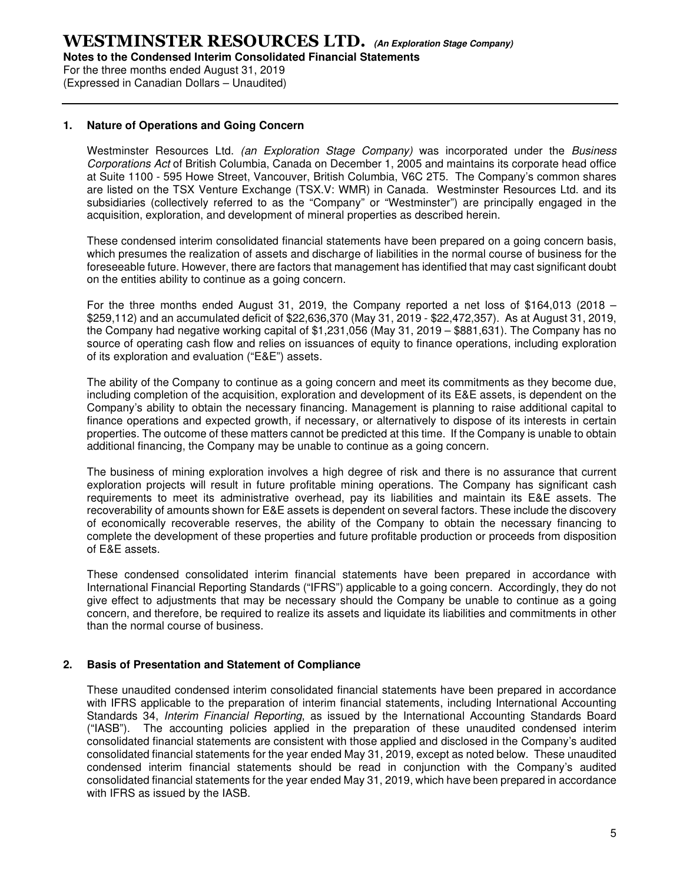## 1. Nature of Operations and Going Concern

Westminster Resources Ltd. *(an Exploration Stage Company)* was incorporated under the *Business Corporations Act* of British Columbia, Canada on December 1, 2005 and maintains its corporate head office at Suite 1100 - 595 Howe Street, Vancouver, British Columbia, V6C 2T5. The Company's common shares are listed on the TSX Venture Exchange (TSX.V: WMR) in Canada. Westminster Resources Ltd. and its subsidiaries (collectively referred to as the "Company" or "Westminster") are principally engaged in the acquisition, exploration, and development of mineral properties as described herein.

These condensed interim consolidated financial statements have been prepared on a going concern basis, which presumes the realization of assets and discharge of liabilities in the normal course of business for the foreseeable future. However, there are factors that management has identified that may cast significant doubt on the entities ability to continue as a going concern.

For the three months ended August 31, 2019, the Company reported a net loss of \$164,013 (2018 – \$259,112) and an accumulated deficit of \$22,636,370 (May 31, 2019 - \$22,472,357). As at August 31, 2019, the Company had negative working capital of \$1,231,056 (May 31, 2019 – \$881,631). The Company has no source of operating cash flow and relies on issuances of equity to finance operations, including exploration of its exploration and evaluation ("E&E") assets.

The ability of the Company to continue as a going concern and meet its commitments as they become due, including completion of the acquisition, exploration and development of its E&E assets, is dependent on the Company's ability to obtain the necessary financing. Management is planning to raise additional capital to finance operations and expected growth, if necessary, or alternatively to dispose of its interests in certain properties. The outcome of these matters cannot be predicted at this time. If the Company is unable to obtain additional financing, the Company may be unable to continue as a going concern.

The business of mining exploration involves a high degree of risk and there is no assurance that current exploration projects will result in future profitable mining operations. The Company has significant cash requirements to meet its administrative overhead, pay its liabilities and maintain its E&E assets. The recoverability of amounts shown for E&E assets is dependent on several factors. These include the discovery of economically recoverable reserves, the ability of the Company to obtain the necessary financing to complete the development of these properties and future profitable production or proceeds from disposition of E&E assets.

These condensed consolidated interim financial statements have been prepared in accordance with International Financial Reporting Standards ("IFRS") applicable to a going concern. Accordingly, they do not give effect to adjustments that may be necessary should the Company be unable to continue as a going concern, and therefore, be required to realize its assets and liquidate its liabilities and commitments in other than the normal course of business.

## 2. Basis of Presentation and Statement of Compliance

These unaudited condensed interim consolidated financial statements have been prepared in accordance with IFRS applicable to the preparation of interim financial statements, including International Accounting Standards 34, *Interim Financial Reporting*, as issued by the International Accounting Standards Board ("IASB"). The accounting policies applied in the preparation of these unaudited condensed interim consolidated financial statements are consistent with those applied and disclosed in the Company's audited consolidated financial statements for the year ended May 31, 2019, except as noted below. These unaudited condensed interim financial statements should be read in conjunction with the Company's audited consolidated financial statements for the year ended May 31, 2019, which have been prepared in accordance with IFRS as issued by the IASB.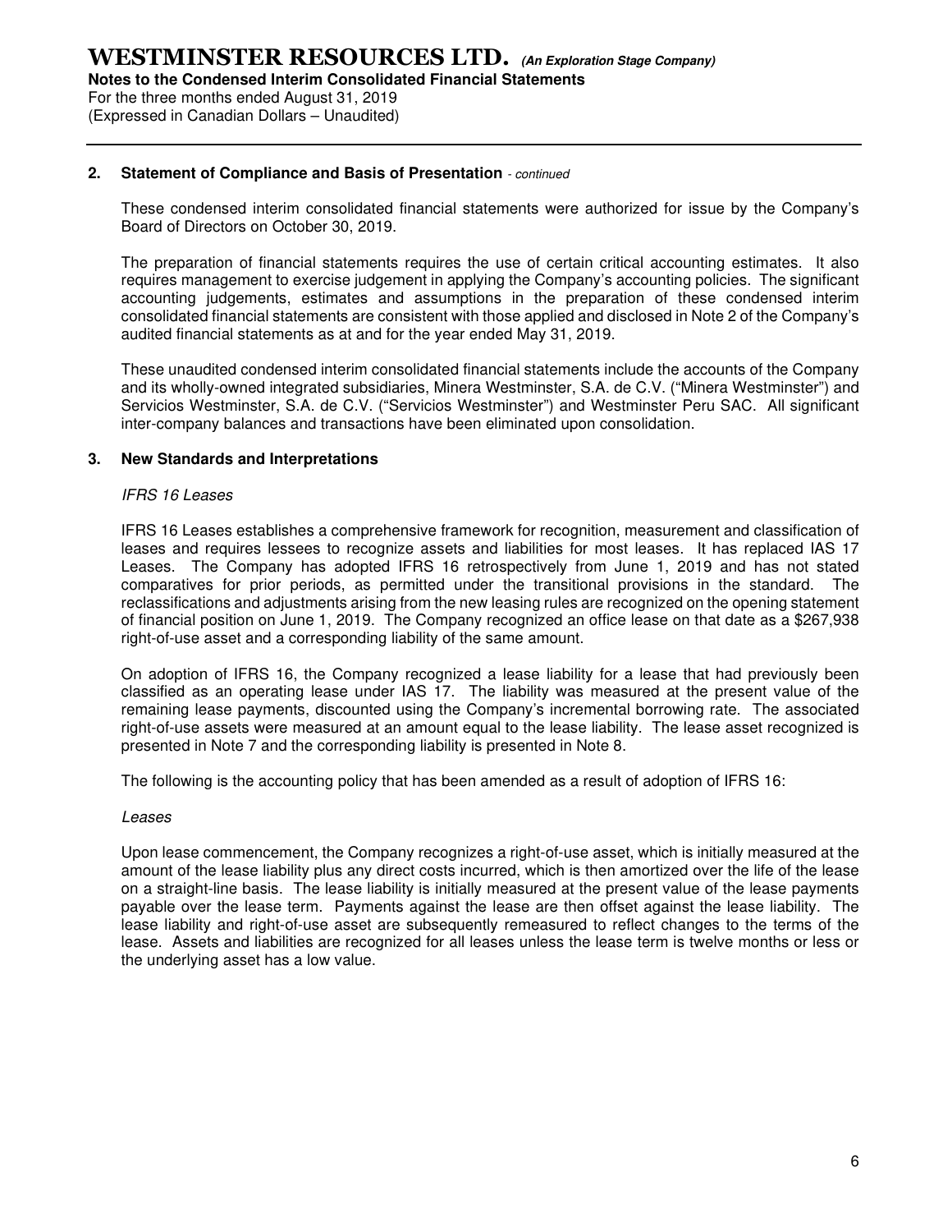## 2. Statement of Compliance and Basis of Presentation *- continued*

These condensed interim consolidated financial statements were authorized for issue by the Company's Board of Directors on October 30, 2019.

The preparation of financial statements requires the use of certain critical accounting estimates. It also requires management to exercise judgement in applying the Company's accounting policies. The significant accounting judgements, estimates and assumptions in the preparation of these condensed interim consolidated financial statements are consistent with those applied and disclosed in Note 2 of the Company's audited financial statements as at and for the year ended May 31, 2019.

These unaudited condensed interim consolidated financial statements include the accounts of the Company and its wholly-owned integrated subsidiaries, Minera Westminster, S.A. de C.V. ("Minera Westminster") and Servicios Westminster, S.A. de C.V. ("Servicios Westminster") and Westminster Peru SAC. All significant inter-company balances and transactions have been eliminated upon consolidation.

## 3. New Standards and Interpretations

*IFRS 16 Leases*

IFRS 16 Leases establishes a comprehensive framework for recognition, measurement and classification of leases and requires lessees to recognize assets and liabilities for most leases. It has replaced IAS 17 Leases. The Company has adopted IFRS 16 retrospectively from June 1, 2019 and has not stated comparatives for prior periods, as permitted under the transitional provisions in the standard. The reclassifications and adjustments arising from the new leasing rules are recognized on the opening statement of financial position on June 1, 2019. The Company recognized an office lease on that date as a $267,938 right-of-use asset and a corresponding liability of the same amount.

On adoption of IFRS 16, the Company recognized a lease liability for a lease that had previously been classified as an operating lease under IAS 17. The liability was measured at the present value of the remaining lease payments, discounted using the Company's incremental borrowing rate. The associated right-of-use assets were measured at an amount equal to the lease liability. The lease asset recognized is presented in Note 7 and the corresponding liability is presented in Note 8.

The following is the accounting policy that has been amended as a result of adoption of IFRS 16:

*Leases*

Upon lease commencement, the Company recognizes a right-of-use asset, which is initially measured at the amount of the lease liability plus any direct costs incurred, which is then amortized over the life of the lease on a straight-line basis. The lease liability is initially measured at the present value of the lease payments payable over the lease term. Payments against the lease are then offset against the lease liability. The lease liability and right-of-use asset are subsequently remeasured to reflect changes to the terms of the lease. Assets and liabilities are recognized for all leases unless the lease term is twelve months or less or the underlying asset has a low value.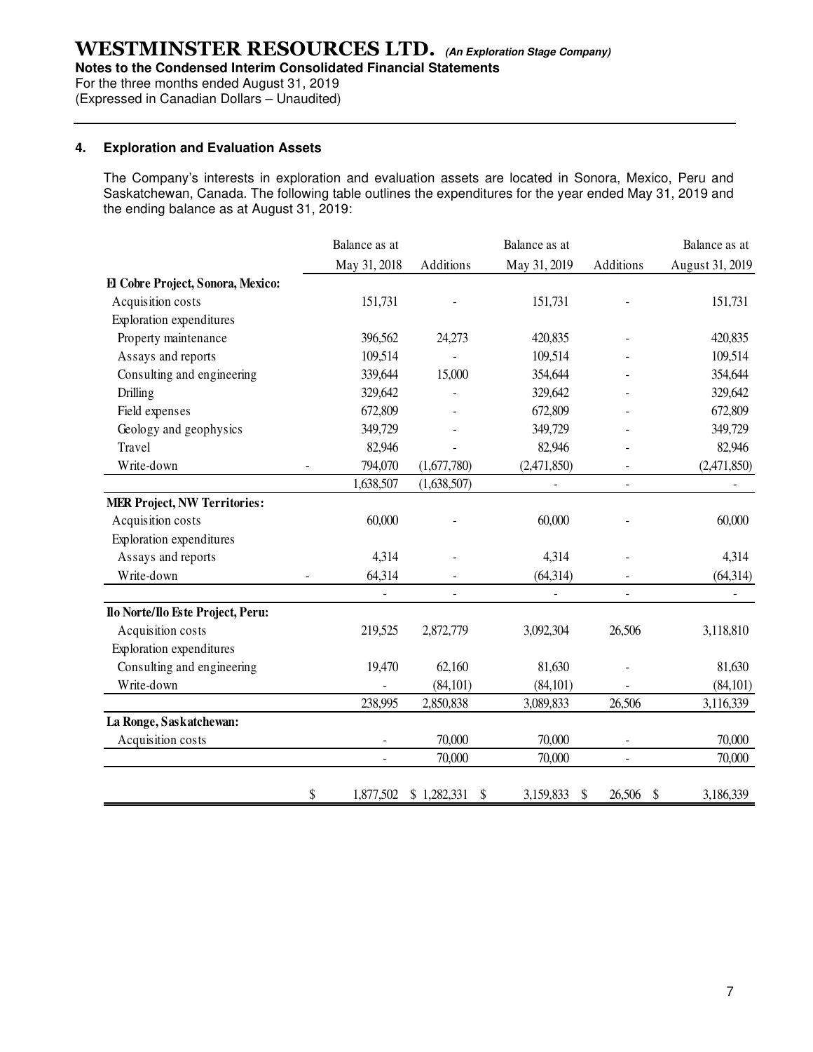## 4. Exploration and Evaluation Assets

The Company's interests in exploration and evaluation assets are located in Sonora, Mexico, Peru and Saskatchewan, Canada. The following table outlines the expenditures for the year ended May 31, 2019 and the ending balance as at August 31, 2019:

| | | Balance as at May 31, 2018 | Additions | Balance as at May 31, 2019 | Additions | Balance as at August 31, 2019 |
|---|---|---|---|---|---|---|
| **El Cobre Project, Sonora, Mexico:** | | | | | | |
| Acquisition costs | | 151,731 | - | 151,731 | - | 151,731 |
| Exploration expenditures | | | | | | |
| Property maintenance | | 396,562 | 24,273 | 420,835 | - | 420,835 |
| Assays and reports | | 109,514 | - | 109,514 | - | 109,514 |
| Consulting and engineering | | 339,644 | 15,000 | 354,644 | - | 354,644 |
| Drilling | | 329,642 | - | 329,642 | - | 329,642 |
| Field expenses | | 672,809 | - | 672,809 | - | 672,809 |
| Geology and geophysics | | 349,729 | - | 349,729 | - | 349,729 |
| Travel | | 82,946 | - | 82,946 | - | 82,946 |
| Write-down | - | 794,070 | (1,677,780) | (2,471,850) | - | (2,471,850) |
| | | 1,638,507 | (1,638,507) | - | - | - |
| **MER Project, NW Territories:** | | | | | | |
| Acquisition costs | | 60,000 | - | 60,000 | - | 60,000 |
| Exploration expenditures | | | | | | |
| Assays and reports | | 4,314 | - | 4,314 | - | 4,314 |
| Write-down | - | 64,314 | - | (64,314) | - | (64,314) |
| | | - | - | - | - | - |
| **Ilo Norte/Ilo Este Project, Peru:** | | | | | | |
| Acquisition costs | | 219,525 | 2,872,779 | 3,092,304 | 26,506 | 3,118,810 |
| Exploration expenditures | | | | | | |
| Consulting and engineering | | 19,470 | 62,160 | 81,630 | - | 81,630 |
| Write-down | | - | (84,101) | (84,101) | - | (84,101) |
| | | 238,995 | 2,850,838 | 3,089,833 | 26,506 | 3,116,339 |
| **La Ronge, Saskatchewan:** | | | | | | |
| Acquisition costs | | - | 70,000 | 70,000 | - | 70,000 |
| | | - | 70,000 | 70,000 | - | 70,000 |
| | $ | 1,877,502 | $ 1,282,331 | $ 3,159,833 | $ 26,506 | $ 3,186,339 |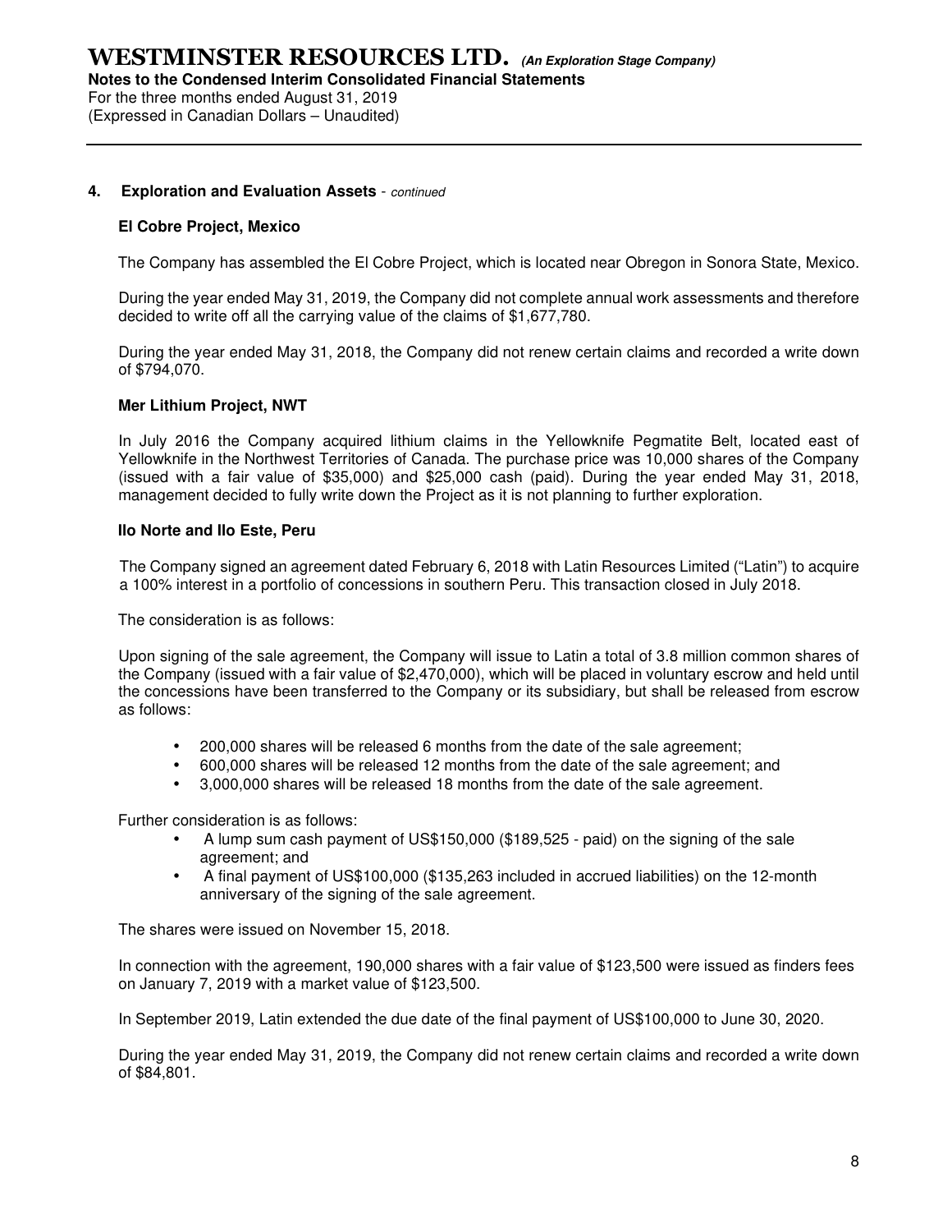## 4. Exploration and Evaluation Assets - *continued*

### El Cobre Project, Mexico

The Company has assembled the El Cobre Project, which is located near Obregon in Sonora State, Mexico.

During the year ended May 31, 2019, the Company did not complete annual work assessments and therefore decided to write off all the carrying value of the claims of $1,677,780.

During the year ended May 31, 2018, the Company did not renew certain claims and recorded a write down of $794,070.

### Mer Lithium Project, NWT

In July 2016 the Company acquired lithium claims in the Yellowknife Pegmatite Belt, located east of Yellowknife in the Northwest Territories of Canada. The purchase price was 10,000 shares of the Company (issued with a fair value of $35,000) and $25,000 cash (paid). During the year ended May 31, 2018, management decided to fully write down the Project as it is not planning to further exploration.

### Ilo Norte and Ilo Este, Peru

The Company signed an agreement dated February 6, 2018 with Latin Resources Limited ("Latin") to acquire a 100% interest in a portfolio of concessions in southern Peru. This transaction closed in July 2018.

The consideration is as follows:

Upon signing of the sale agreement, the Company will issue to Latin a total of 3.8 million common shares of the Company (issued with a fair value of $2,470,000), which will be placed in voluntary escrow and held until the concessions have been transferred to the Company or its subsidiary, but shall be released from escrow as follows:

- 200,000 shares will be released 6 months from the date of the sale agreement;
- 600,000 shares will be released 12 months from the date of the sale agreement; and
- 3,000,000 shares will be released 18 months from the date of the sale agreement.

Further consideration is as follows:

- A lump sum cash payment of US$150,000 ($189,525 - paid) on the signing of the sale agreement; and
- A final payment of US$100,000 ($135,263 included in accrued liabilities) on the 12-month anniversary of the signing of the sale agreement.

The shares were issued on November 15, 2018.

In connection with the agreement, 190,000 shares with a fair value of $123,500 were issued as finders fees on January 7, 2019 with a market value of $123,500.

In September 2019, Latin extended the due date of the final payment of US$100,000 to June 30, 2020.

During the year ended May 31, 2019, the Company did not renew certain claims and recorded a write down of $84,801.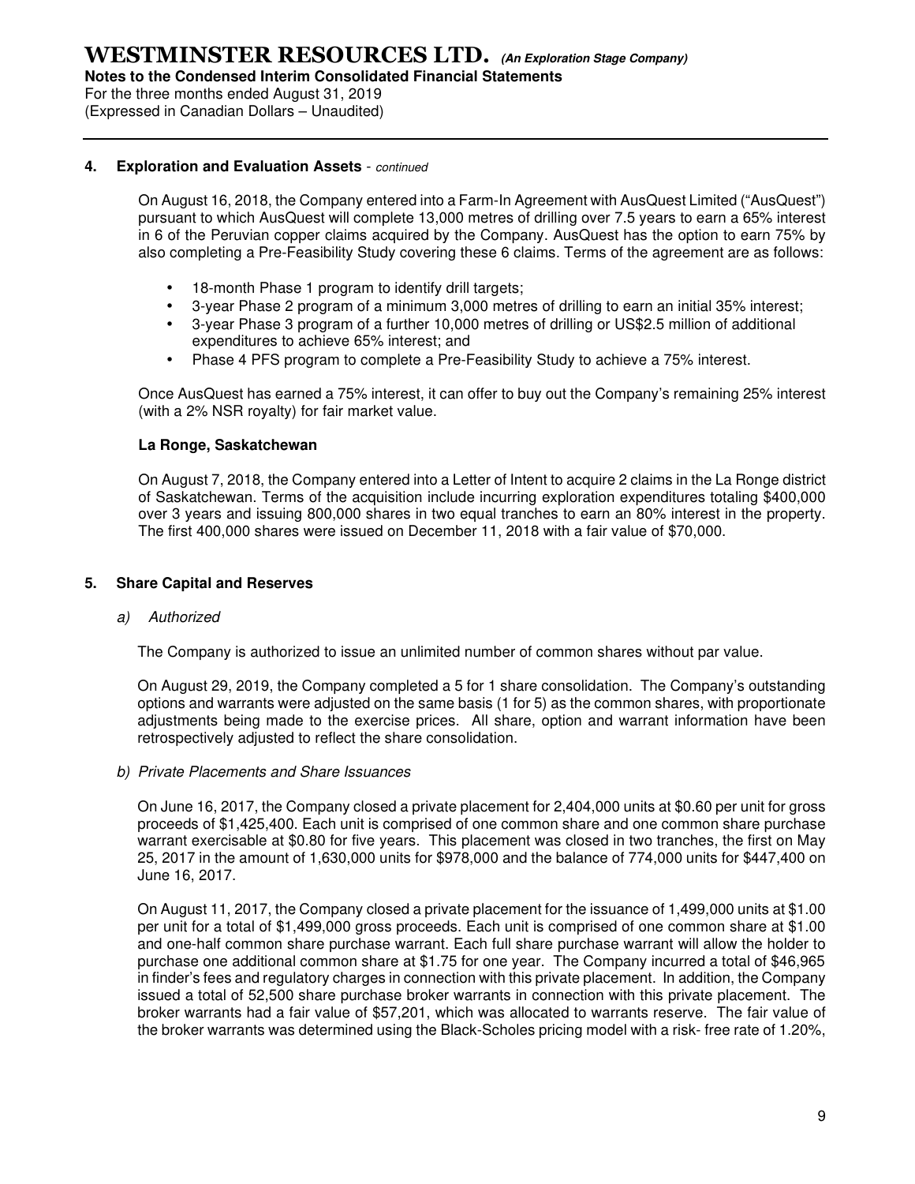### 4. Exploration and Evaluation Assets - *continued*

On August 16, 2018, the Company entered into a Farm-In Agreement with AusQuest Limited ("AusQuest") pursuant to which AusQuest will complete 13,000 metres of drilling over 7.5 years to earn a 65% interest in 6 of the Peruvian copper claims acquired by the Company. AusQuest has the option to earn 75% by also completing a Pre-Feasibility Study covering these 6 claims. Terms of the agreement are as follows:

- 18-month Phase 1 program to identify drill targets;
- 3-year Phase 2 program of a minimum 3,000 metres of drilling to earn an initial 35% interest;
- 3-year Phase 3 program of a further 10,000 metres of drilling or US$2.5 million of additional expenditures to achieve 65% interest; and
- Phase 4 PFS program to complete a Pre-Feasibility Study to achieve a 75% interest.

Once AusQuest has earned a 75% interest, it can offer to buy out the Company's remaining 25% interest (with a 2% NSR royalty) for fair market value.

**La Ronge, Saskatchewan**

On August 7, 2018, the Company entered into a Letter of Intent to acquire 2 claims in the La Ronge district of Saskatchewan. Terms of the acquisition include incurring exploration expenditures totaling $400,000 over 3 years and issuing 800,000 shares in two equal tranches to earn an 80% interest in the property. The first 400,000 shares were issued on December 11, 2018 with a fair value of $70,000.

### 5. Share Capital and Reserves

*a) Authorized*

The Company is authorized to issue an unlimited number of common shares without par value.

On August 29, 2019, the Company completed a 5 for 1 share consolidation. The Company's outstanding options and warrants were adjusted on the same basis (1 for 5) as the common shares, with proportionate adjustments being made to the exercise prices. All share, option and warrant information have been retrospectively adjusted to reflect the share consolidation.

*b) Private Placements and Share Issuances*

On June 16, 2017, the Company closed a private placement for 2,404,000 units at $0.60 per unit for gross proceeds of $1,425,400. Each unit is comprised of one common share and one common share purchase warrant exercisable at $0.80 for five years. This placement was closed in two tranches, the first on May 25, 2017 in the amount of 1,630,000 units for $978,000 and the balance of 774,000 units for $447,400 on June 16, 2017.

On August 11, 2017, the Company closed a private placement for the issuance of 1,499,000 units at $1.00 per unit for a total of $1,499,000 gross proceeds. Each unit is comprised of one common share at $1.00 and one-half common share purchase warrant. Each full share purchase warrant will allow the holder to purchase one additional common share at $1.75 for one year. The Company incurred a total of $46,965 in finder's fees and regulatory charges in connection with this private placement. In addition, the Company issued a total of 52,500 share purchase broker warrants in connection with this private placement. The broker warrants had a fair value of $57,201, which was allocated to warrants reserve. The fair value of the broker warrants was determined using the Black-Scholes pricing model with a risk- free rate of 1.20%,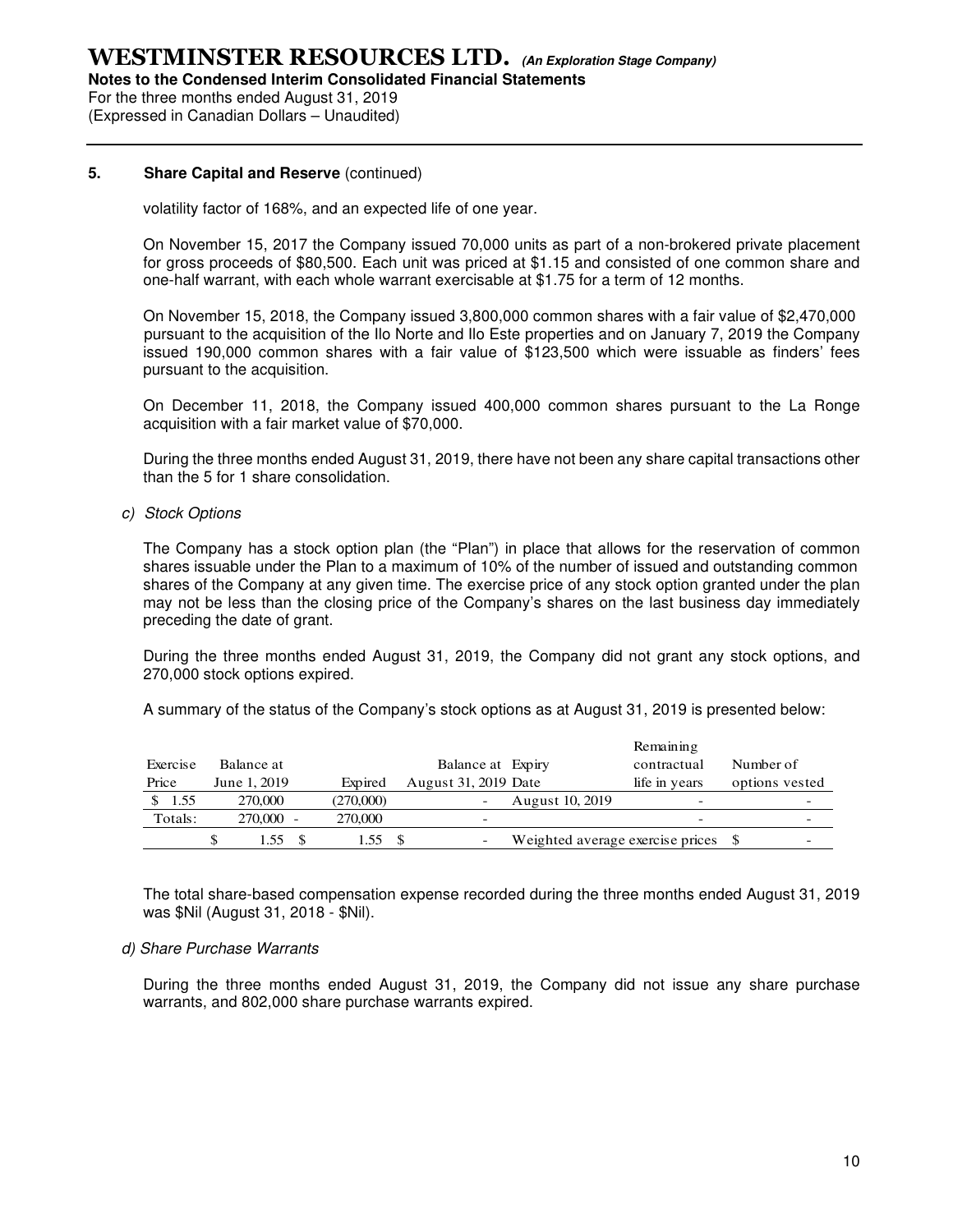## 5. Share Capital and Reserve (continued)

volatility factor of 168%, and an expected life of one year.

On November 15, 2017 the Company issued 70,000 units as part of a non-brokered private placement for gross proceeds of $80,500. Each unit was priced at $1.15 and consisted of one common share and one-half warrant, with each whole warrant exercisable at $1.75 for a term of 12 months.

On November 15, 2018, the Company issued 3,800,000 common shares with a fair value of $2,470,000 pursuant to the acquisition of the Ilo Norte and Ilo Este properties and on January 7, 2019 the Company issued 190,000 common shares with a fair value of $123,500 which were issuable as finders' fees pursuant to the acquisition.

On December 11, 2018, the Company issued 400,000 common shares pursuant to the La Ronge acquisition with a fair market value of $70,000.

During the three months ended August 31, 2019, there have not been any share capital transactions other than the 5 for 1 share consolidation.

*c) Stock Options*

The Company has a stock option plan (the "Plan") in place that allows for the reservation of common shares issuable under the Plan to a maximum of 10% of the number of issued and outstanding common shares of the Company at any given time. The exercise price of any stock option granted under the plan may not be less than the closing price of the Company's shares on the last business day immediately preceding the date of grant.

During the three months ended August 31, 2019, the Company did not grant any stock options, and 270,000 stock options expired.

A summary of the status of the Company's stock options as at August 31, 2019 is presented below:

| Exercise Price | Balance at June 1, 2019 | Expired | Balance at August 31, 2019 | Expiry Date | Remaining contractual life in years | Number of options vested |
|---|---|---|---|---|---|---|
| $ 1.55 | 270,000 | (270,000) | - | August 10, 2019 | - | - |
| Totals: | 270,000 - | 270,000 | - | | - | - |
| | $ 1.55 | $ 1.55 | $ - | Weighted average exercise prices | $ | - |

The total share-based compensation expense recorded during the three months ended August 31, 2019 was $Nil (August 31, 2018 - $Nil).

*d) Share Purchase Warrants*

During the three months ended August 31, 2019, the Company did not issue any share purchase warrants, and 802,000 share purchase warrants expired.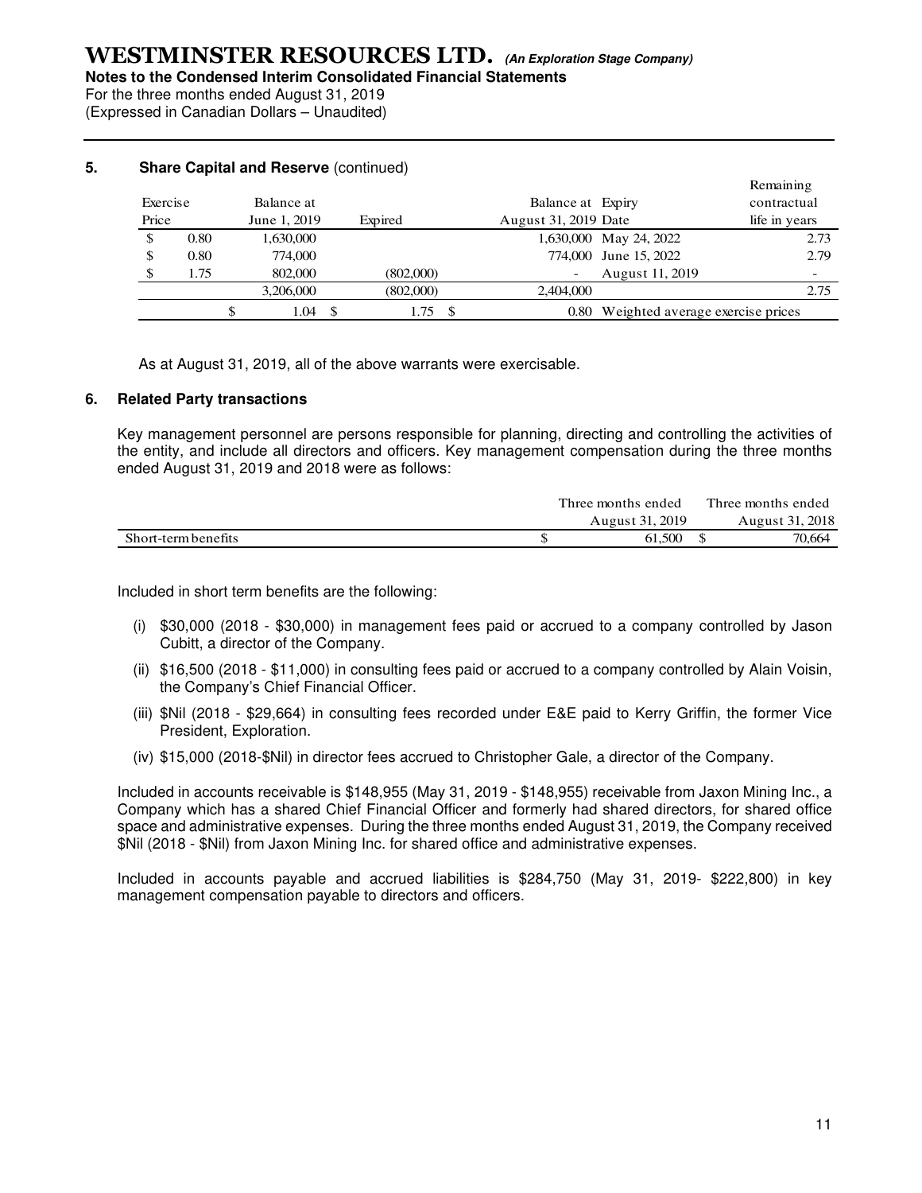### 5. Share Capital and Reserve (continued)

| Exercise Price | Balance at June 1, 2019 | Expired | Balance at August 31, 2019 | Expiry Date | Remaining contractual life in years |
|---|---|---|---|---|---|
| $ 0.80 | 1,630,000 | | 1,630,000 | May 24, 2022 | 2.73 |
| $ 0.80 | 774,000 | | 774,000 | June 15, 2022 | 2.79 |
| $ 1.75 | 802,000 | (802,000) | - | August 11, 2019 | - |
| | 3,206,000 | (802,000) | 2,404,000 | | 2.75 |
| | $ 1.04 | $ 1.75 | $ 0.80 | Weighted average exercise prices | |

As at August 31, 2019, all of the above warrants were exercisable.

### 6. Related Party transactions

Key management personnel are persons responsible for planning, directing and controlling the activities of the entity, and include all directors and officers. Key management compensation during the three months ended August 31, 2019 and 2018 were as follows:

| | Three months ended August 31, 2019 | Three months ended August 31, 2018 |
|---|---|---|
| Short-term benefits | $ 61,500 | $ 70,664 |

Included in short term benefits are the following:

(i) $30,000 (2018 - $30,000) in management fees paid or accrued to a company controlled by Jason Cubitt, a director of the Company.

(ii) $16,500 (2018 - $11,000) in consulting fees paid or accrued to a company controlled by Alain Voisin, the Company's Chief Financial Officer.

(iii) $Nil (2018 - $29,664) in consulting fees recorded under E&E paid to Kerry Griffin, the former Vice President, Exploration.

(iv) $15,000 (2018-$Nil) in director fees accrued to Christopher Gale, a director of the Company.

Included in accounts receivable is $148,955 (May 31, 2019 - $148,955) receivable from Jaxon Mining Inc., a Company which has a shared Chief Financial Officer and formerly had shared directors, for shared office space and administrative expenses. During the three months ended August 31, 2019, the Company received $Nil (2018 - $Nil) from Jaxon Mining Inc. for shared office and administrative expenses.

Included in accounts payable and accrued liabilities is $284,750 (May 31, 2019- $222,800) in key management compensation payable to directors and officers.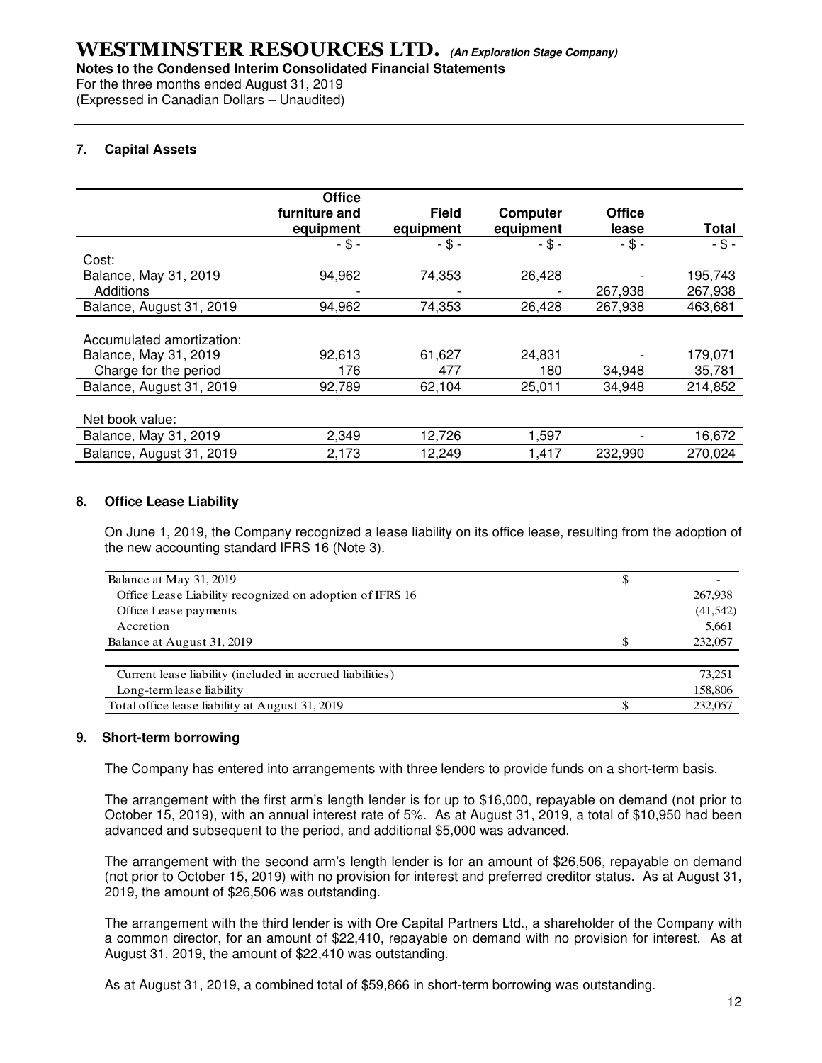## 7. Capital Assets

| | Office furniture and equipment | Field equipment | Computer equipment | Office lease | Total |
|---|---|---|---|---|---|
| | - $ - | - $ - | - $ - | - $ - | - $ - |
| Cost: | | | | | |
| Balance, May 31, 2019 | 94,962 | 74,353 | 26,428 | - | 195,743 |
| Additions | - | - | - | 267,938 | 267,938 |
| Balance, August 31, 2019 | 94,962 | 74,353 | 26,428 | 267,938 | 463,681 |
| | | | | | |
| Accumulated amortization: | | | | | |
| Balance, May 31, 2019 | 92,613 | 61,627 | 24,831 | - | 179,071 |
| Charge for the period | 176 | 477 | 180 | 34,948 | 35,781 |
| Balance, August 31, 2019 | 92,789 | 62,104 | 25,011 | 34,948 | 214,852 |
| | | | | | |
| Net book value: | | | | | |
| Balance, May 31, 2019 | 2,349 | 12,726 | 1,597 | - | 16,672 |
| Balance, August 31, 2019 | 2,173 | 12,249 | 1,417 | 232,990 | 270,024 |

## 8. Office Lease Liability

On June 1, 2019, the Company recognized a lease liability on its office lease, resulting from the adoption of the new accounting standard IFRS 16 (Note 3).

| | | |
|---|---|---|
| Balance at May 31, 2019 | $ | - |
| Office Lease Liability recognized on adoption of IFRS 16 | | 267,938 |
| Office Lease payments | | (41,542) |
| Accretion | | 5,661 |
| Balance at August 31, 2019 | $ | 232,057 |
| | | |
| Current lease liability (included in accrued liabilities) | | 73,251 |
| Long-term lease liability | | 158,806 |
| Total office lease liability at August 31, 2019 | $ | 232,057 |

## 9. Short-term borrowing

The Company has entered into arrangements with three lenders to provide funds on a short-term basis.

The arrangement with the first arm's length lender is for up to $16,000, repayable on demand (not prior to October 15, 2019), with an annual interest rate of 5%. As at August 31, 2019, a total of $10,950 had been advanced and subsequent to the period, and additional $5,000 was advanced.

The arrangement with the second arm's length lender is for an amount of $26,506, repayable on demand (not prior to October 15, 2019) with no provision for interest and preferred creditor status. As at August 31, 2019, the amount of $26,506 was outstanding.

The arrangement with the third lender is with Ore Capital Partners Ltd., a shareholder of the Company with a common director, for an amount of $22,410, repayable on demand with no provision for interest. As at August 31, 2019, the amount of $22,410 was outstanding.

As at August 31, 2019, a combined total of $59,866 in short-term borrowing was outstanding.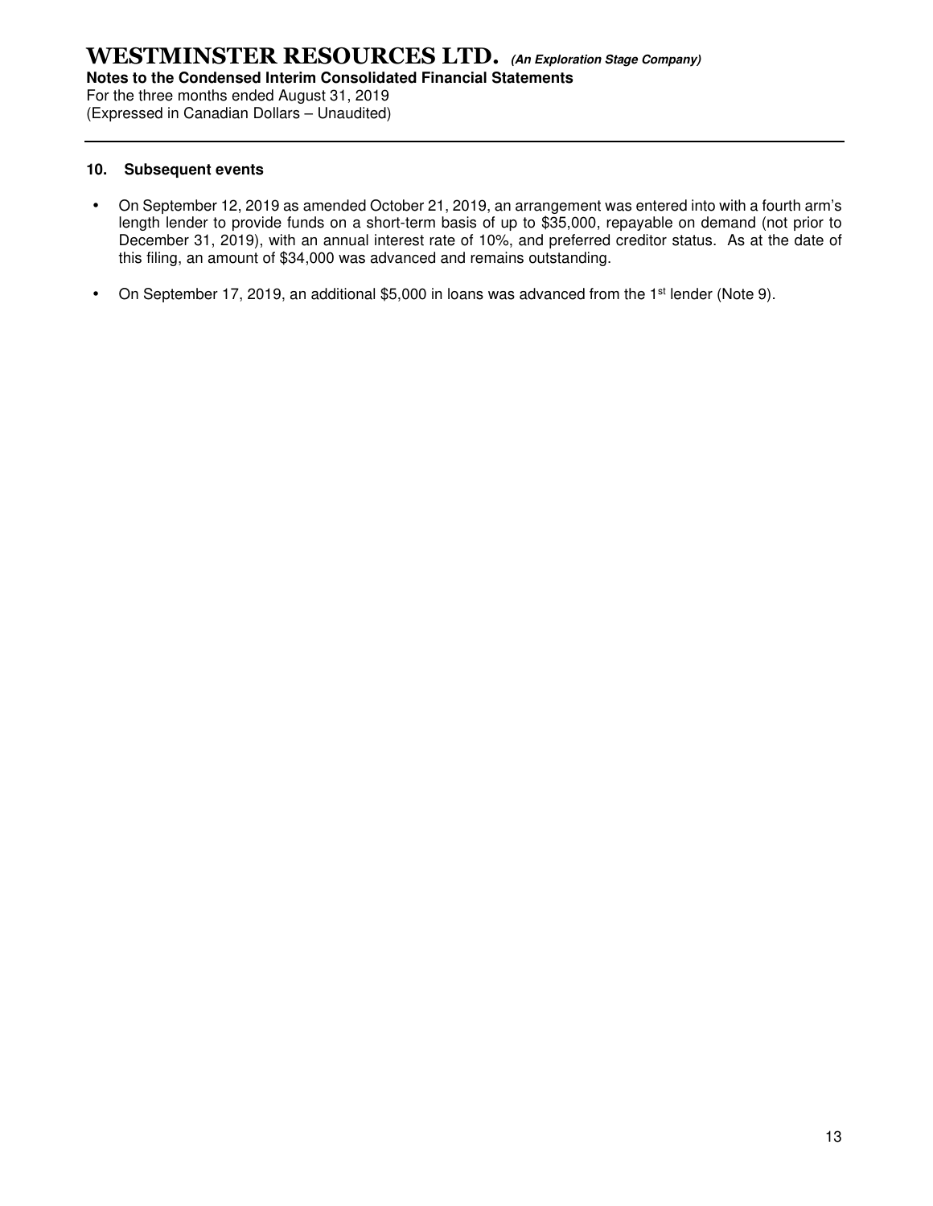## 10. Subsequent events

- On September 12, 2019 as amended October 21, 2019, an arrangement was entered into with a fourth arm's length lender to provide funds on a short-term basis of up to $35,000, repayable on demand (not prior to December 31, 2019), with an annual interest rate of 10%, and preferred creditor status. As at the date of this filing, an amount of $34,000 was advanced and remains outstanding.
- On September 17, 2019, an additional $5,000 in loans was advanced from the 1st lender (Note 9).